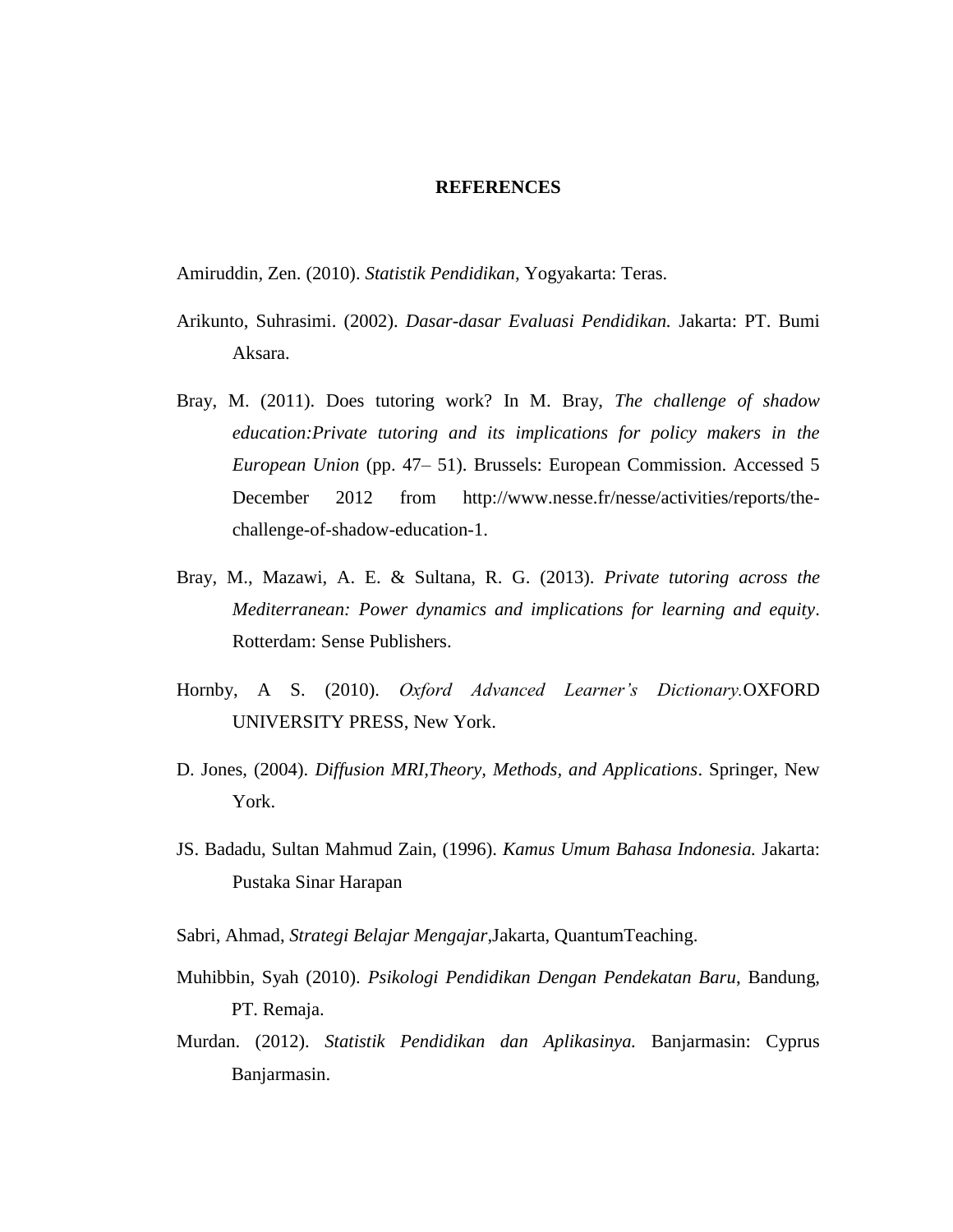# REFERENCES

Amiruddin, Zen. (2010). *Statistik Pendidikan,* Yogyakarta: Teras.

Arikunto, Suhrasimi. (2002). *Dasar-dasar Evaluasi Pendidikan.* Jakarta: PT. Bumi Aksara.

Bray, M. (2011). Does tutoring work? In M. Bray, *The challenge of shadow education:Private tutoring and its implications for policy makers in the European Union* (pp. 47– 51). Brussels: European Commission. Accessed 5 December 2012 from http://www.nesse.fr/nesse/activities/reports/the-challenge-of-shadow-education-1.

Bray, M., Mazawi, A. E. & Sultana, R. G. (2013). *Private tutoring across the Mediterranean: Power dynamics and implications for learning and equity*. Rotterdam: Sense Publishers.

Hornby, A S. (2010). *Oxford Advanced Learner's Dictionary.*OXFORD UNIVERSITY PRESS, New York.

D. Jones, (2004). *Diffusion MRI,Theory, Methods, and Applications*. Springer, New York.

JS. Badadu, Sultan Mahmud Zain, (1996). *Kamus Umum Bahasa Indonesia.* Jakarta: Pustaka Sinar Harapan

Sabri, Ahmad, *Strategi Belajar Mengajar*,Jakarta, QuantumTeaching.

Muhibbin, Syah (2010). *Psikologi Pendidikan Dengan Pendekatan Baru*, Bandung, PT. Remaja.

Murdan. (2012). *Statistik Pendidikan dan Aplikasinya.* Banjarmasin: Cyprus Banjarmasin.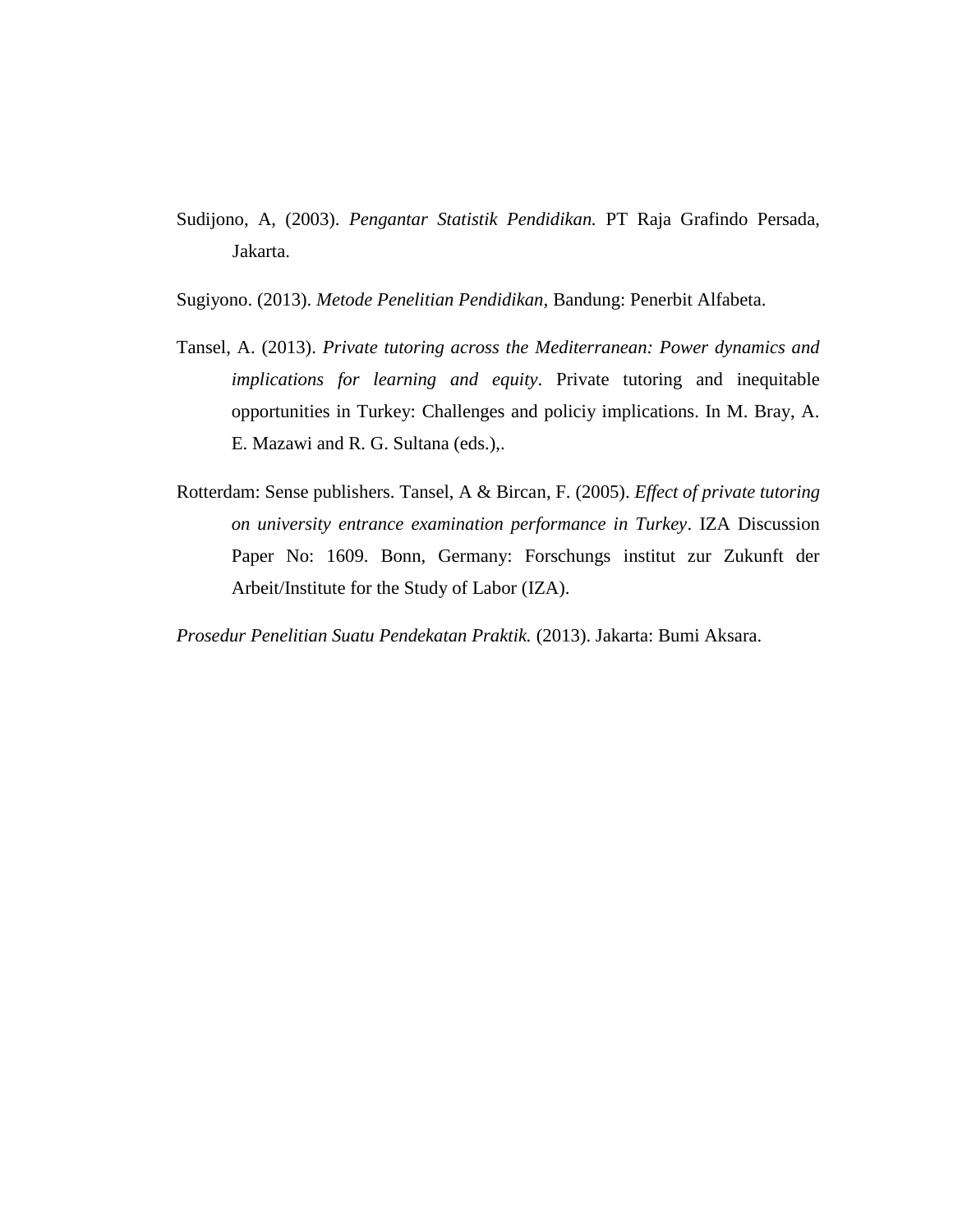Sudijono, A, (2003). *Pengantar Statistik Pendidikan.* PT Raja Grafindo Persada, Jakarta.

Sugiyono. (2013). *Metode Penelitian Pendidikan,* Bandung: Penerbit Alfabeta.

Tansel, A. (2013). *Private tutoring across the Mediterranean: Power dynamics and implications for learning and equity*. Private tutoring and inequitable opportunities in Turkey: Challenges and policiy implications. In M. Bray, A. E. Mazawi and R. G. Sultana (eds.),.

Rotterdam: Sense publishers. Tansel, A & Bircan, F. (2005). *Effect of private tutoring on university entrance examination performance in Turkey*. IZA Discussion Paper No: 1609. Bonn, Germany: Forschungs institut zur Zukunft der Arbeit/Institute for the Study of Labor (IZA).

*Prosedur Penelitian Suatu Pendekatan Praktik.* (2013). Jakarta: Bumi Aksara.